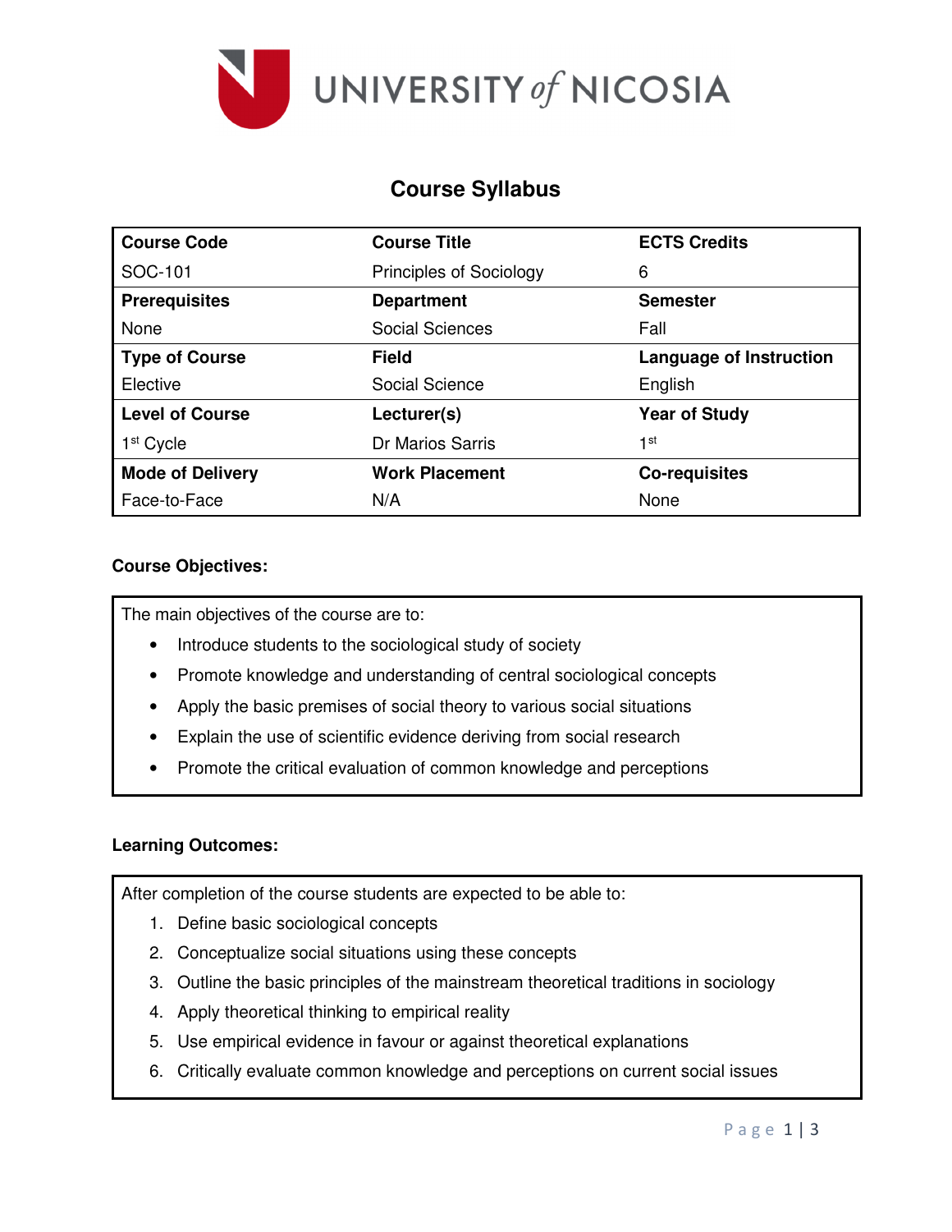# UNIVERSITY of NICOSIA

## Course Syllabus

| Course Code | Course Title | ECTS Credits |
|---|---|---|
| SOC-101 | Principles of Sociology | 6 |
| **Prerequisites** | **Department** | **Semester** |
| None | Social Sciences | Fall |
| **Type of Course** | **Field** | **Language of Instruction** |
| Elective | Social Science | English |
| **Level of Course** | **Lecturer(s)** | **Year of Study** |
| 1st Cycle | Dr Marios Sarris | 1st |
| **Mode of Delivery** | **Work Placement** | **Co-requisites** |
| Face-to-Face | N/A | None |

**Course Objectives:**

The main objectives of the course are to:

- Introduce students to the sociological study of society
- Promote knowledge and understanding of central sociological concepts
- Apply the basic premises of social theory to various social situations
- Explain the use of scientific evidence deriving from social research
- Promote the critical evaluation of common knowledge and perceptions

**Learning Outcomes:**

After completion of the course students are expected to be able to:

1. Define basic sociological concepts
2. Conceptualize social situations using these concepts
3. Outline the basic principles of the mainstream theoretical traditions in sociology
4. Apply theoretical thinking to empirical reality
5. Use empirical evidence in favour or against theoretical explanations
6. Critically evaluate common knowledge and perceptions on current social issues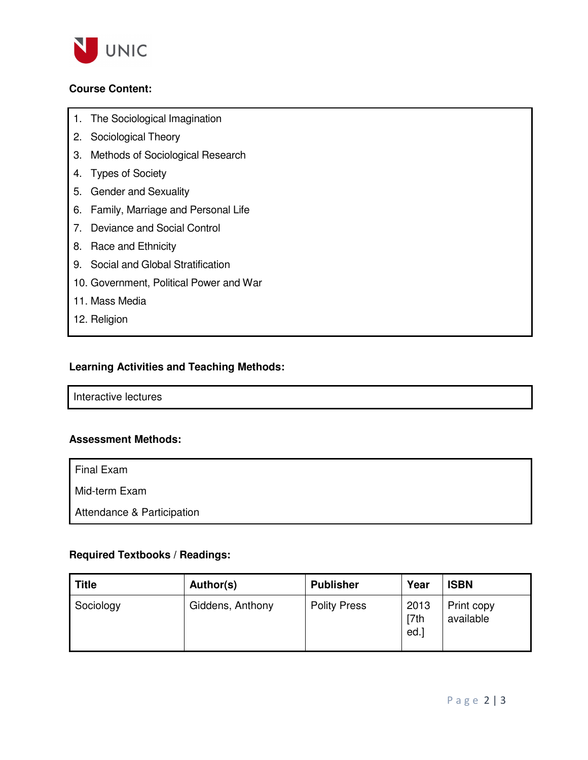**Course Content:**

1. The Sociological Imagination
2. Sociological Theory
3. Methods of Sociological Research
4. Types of Society
5. Gender and Sexuality
6. Family, Marriage and Personal Life
7. Deviance and Social Control
8. Race and Ethnicity
9. Social and Global Stratification
10. Government, Political Power and War
11. Mass Media
12. Religion

**Learning Activities and Teaching Methods:**

Interactive lectures

**Assessment Methods:**

Final Exam

Mid-term Exam

Attendance & Participation

**Required Textbooks / Readings:**

| Title | Author(s) | Publisher | Year | ISBN |
|---|---|---|---|---|
| Sociology | Giddens, Anthony | Polity Press | 2013 [7th ed.] | Print copy available |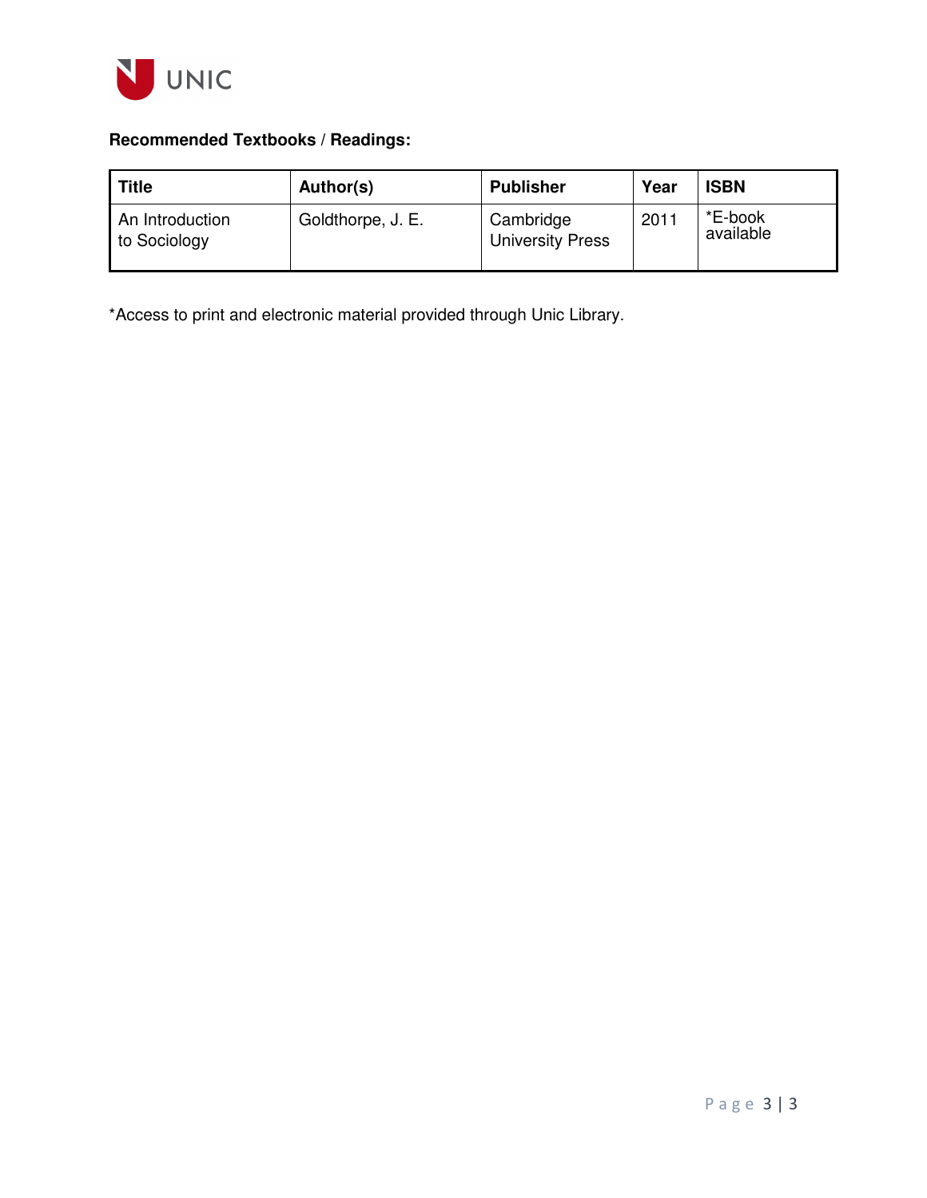**Recommended Textbooks / Readings:**

| Title | Author(s) | Publisher | Year | ISBN |
| --- | --- | --- | --- | --- |
| An Introduction to Sociology | Goldthorpe, J. E. | Cambridge University Press | 2011 | *E-book available |

*Access to print and electronic material provided through Unic Library.